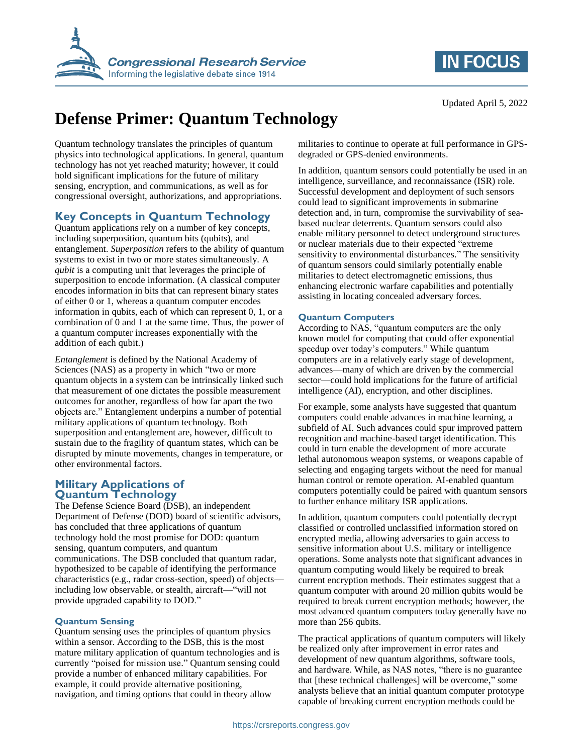Updated April 5, 2022

# Defense Primer: Quantum Technology

Quantum technology translates the principles of quantum physics into technological applications. In general, quantum technology has not yet reached maturity; however, it could hold significant implications for the future of military sensing, encryption, and communications, as well as for congressional oversight, authorizations, and appropriations.

## Key Concepts in Quantum Technology

Quantum applications rely on a number of key concepts, including superposition, quantum bits (qubits), and entanglement. *Superposition* refers to the ability of quantum systems to exist in two or more states simultaneously. A *qubit* is a computing unit that leverages the principle of superposition to encode information. (A classical computer encodes information in bits that can represent binary states of either 0 or 1, whereas a quantum computer encodes information in qubits, each of which can represent 0, 1, or a combination of 0 and 1 at the same time. Thus, the power of a quantum computer increases exponentially with the addition of each qubit.)

*Entanglement* is defined by the National Academy of Sciences (NAS) as a property in which "two or more quantum objects in a system can be intrinsically linked such that measurement of one dictates the possible measurement outcomes for another, regardless of how far apart the two objects are." Entanglement underpins a number of potential military applications of quantum technology. Both superposition and entanglement are, however, difficult to sustain due to the fragility of quantum states, which can be disrupted by minute movements, changes in temperature, or other environmental factors.

## Military Applications of Quantum Technology

The Defense Science Board (DSB), an independent Department of Defense (DOD) board of scientific advisors, has concluded that three applications of quantum technology hold the most promise for DOD: quantum sensing, quantum computers, and quantum communications. The DSB concluded that quantum radar, hypothesized to be capable of identifying the performance characteristics (e.g., radar cross-section, speed) of objects—including low observable, or stealth, aircraft—"will not provide upgraded capability to DOD."

### Quantum Sensing

Quantum sensing uses the principles of quantum physics within a sensor. According to the DSB, this is the most mature military application of quantum technologies and is currently "poised for mission use." Quantum sensing could provide a number of enhanced military capabilities. For example, it could provide alternative positioning, navigation, and timing options that could in theory allow militaries to continue to operate at full performance in GPS-degraded or GPS-denied environments.

In addition, quantum sensors could potentially be used in an intelligence, surveillance, and reconnaissance (ISR) role. Successful development and deployment of such sensors could lead to significant improvements in submarine detection and, in turn, compromise the survivability of sea-based nuclear deterrents. Quantum sensors could also enable military personnel to detect underground structures or nuclear materials due to their expected "extreme sensitivity to environmental disturbances." The sensitivity of quantum sensors could similarly potentially enable militaries to detect electromagnetic emissions, thus enhancing electronic warfare capabilities and potentially assisting in locating concealed adversary forces.

### Quantum Computers

According to NAS, "quantum computers are the only known model for computing that could offer exponential speedup over today's computers." While quantum computers are in a relatively early stage of development, advances—many of which are driven by the commercial sector—could hold implications for the future of artificial intelligence (AI), encryption, and other disciplines.

For example, some analysts have suggested that quantum computers could enable advances in machine learning, a subfield of AI. Such advances could spur improved pattern recognition and machine-based target identification. This could in turn enable the development of more accurate lethal autonomous weapon systems, or weapons capable of selecting and engaging targets without the need for manual human control or remote operation. AI-enabled quantum computers potentially could be paired with quantum sensors to further enhance military ISR applications.

In addition, quantum computers could potentially decrypt classified or controlled unclassified information stored on encrypted media, allowing adversaries to gain access to sensitive information about U.S. military or intelligence operations. Some analysts note that significant advances in quantum computing would likely be required to break current encryption methods. Their estimates suggest that a quantum computer with around 20 million qubits would be required to break current encryption methods; however, the most advanced quantum computers today generally have no more than 256 qubits.

The practical applications of quantum computers will likely be realized only after improvement in error rates and development of new quantum algorithms, software tools, and hardware. While, as NAS notes, "there is no guarantee that [these technical challenges] will be overcome," some analysts believe that an initial quantum computer prototype capable of breaking current encryption methods could be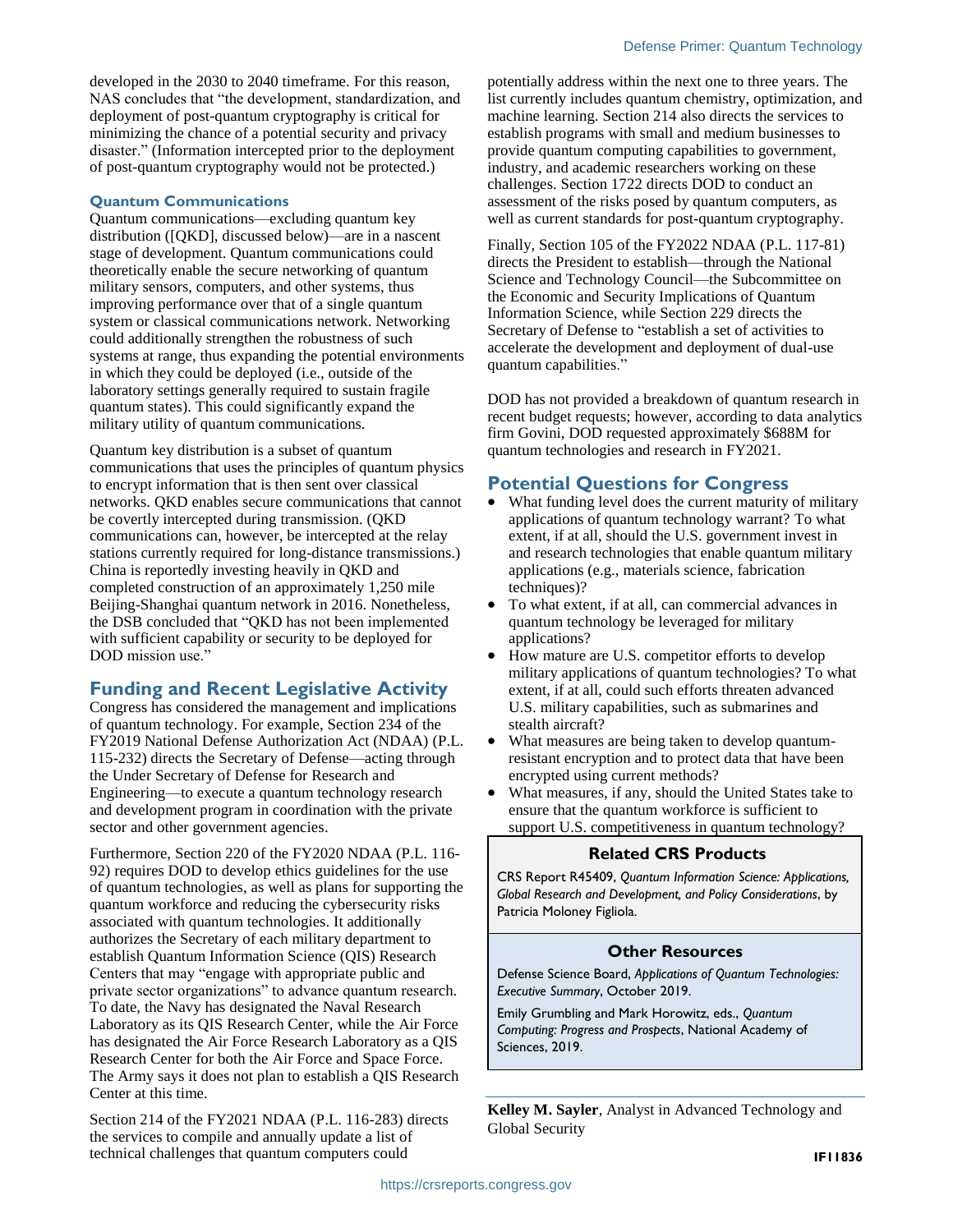developed in the 2030 to 2040 timeframe. For this reason, NAS concludes that "the development, standardization, and deployment of post-quantum cryptography is critical for minimizing the chance of a potential security and privacy disaster." (Information intercepted prior to the deployment of post-quantum cryptography would not be protected.)

### Quantum Communications

Quantum communications—excluding quantum key distribution ([QKD], discussed below)—are in a nascent stage of development. Quantum communications could theoretically enable the secure networking of quantum military sensors, computers, and other systems, thus improving performance over that of a single quantum system or classical communications network. Networking could additionally strengthen the robustness of such systems at range, thus expanding the potential environments in which they could be deployed (i.e., outside of the laboratory settings generally required to sustain fragile quantum states). This could significantly expand the military utility of quantum communications.

Quantum key distribution is a subset of quantum communications that uses the principles of quantum physics to encrypt information that is then sent over classical networks. QKD enables secure communications that cannot be covertly intercepted during transmission. (QKD communications can, however, be intercepted at the relay stations currently required for long-distance transmissions.) China is reportedly investing heavily in QKD and completed construction of an approximately 1,250 mile Beijing-Shanghai quantum network in 2016. Nonetheless, the DSB concluded that "QKD has not been implemented with sufficient capability or security to be deployed for DOD mission use."

## Funding and Recent Legislative Activity

Congress has considered the management and implications of quantum technology. For example, Section 234 of the FY2019 National Defense Authorization Act (NDAA) (P.L. 115-232) directs the Secretary of Defense—acting through the Under Secretary of Defense for Research and Engineering—to execute a quantum technology research and development program in coordination with the private sector and other government agencies.

Furthermore, Section 220 of the FY2020 NDAA (P.L. 116-92) requires DOD to develop ethics guidelines for the use of quantum technologies, as well as plans for supporting the quantum workforce and reducing the cybersecurity risks associated with quantum technologies. It additionally authorizes the Secretary of each military department to establish Quantum Information Science (QIS) Research Centers that may "engage with appropriate public and private sector organizations" to advance quantum research. To date, the Navy has designated the Naval Research Laboratory as its QIS Research Center, while the Air Force has designated the Air Force Research Laboratory as a QIS Research Center for both the Air Force and Space Force. The Army says it does not plan to establish a QIS Research Center at this time.

Section 214 of the FY2021 NDAA (P.L. 116-283) directs the services to compile and annually update a list of technical challenges that quantum computers could potentially address within the next one to three years. The list currently includes quantum chemistry, optimization, and machine learning. Section 214 also directs the services to establish programs with small and medium businesses to provide quantum computing capabilities to government, industry, and academic researchers working on these challenges. Section 1722 directs DOD to conduct an assessment of the risks posed by quantum computers, as well as current standards for post-quantum cryptography.

Finally, Section 105 of the FY2022 NDAA (P.L. 117-81) directs the President to establish—through the National Science and Technology Council—the Subcommittee on the Economic and Security Implications of Quantum Information Science, while Section 229 directs the Secretary of Defense to "establish a set of activities to accelerate the development and deployment of dual-use quantum capabilities."

DOD has not provided a breakdown of quantum research in recent budget requests; however, according to data analytics firm Govini, DOD requested approximately $688M for quantum technologies and research in FY2021.

## Potential Questions for Congress

- What funding level does the current maturity of military applications of quantum technology warrant? To what extent, if at all, should the U.S. government invest in and research technologies that enable quantum military applications (e.g., materials science, fabrication techniques)?
- To what extent, if at all, can commercial advances in quantum technology be leveraged for military applications?
- How mature are U.S. competitor efforts to develop military applications of quantum technologies? To what extent, if at all, could such efforts threaten advanced U.S. military capabilities, such as submarines and stealth aircraft?
- What measures are being taken to develop quantum-resistant encryption and to protect data that have been encrypted using current methods?
- What measures, if any, should the United States take to ensure that the quantum workforce is sufficient to support U.S. competitiveness in quantum technology?

### Related CRS Products

CRS Report R45409, *Quantum Information Science: Applications, Global Research and Development, and Policy Considerations*, by Patricia Moloney Figliola.

### Other Resources

Defense Science Board, *Applications of Quantum Technologies: Executive Summary*, October 2019.

Emily Grumbling and Mark Horowitz, eds., *Quantum Computing: Progress and Prospects*, National Academy of Sciences, 2019.

**Kelley M. Sayler**, Analyst in Advanced Technology and Global Security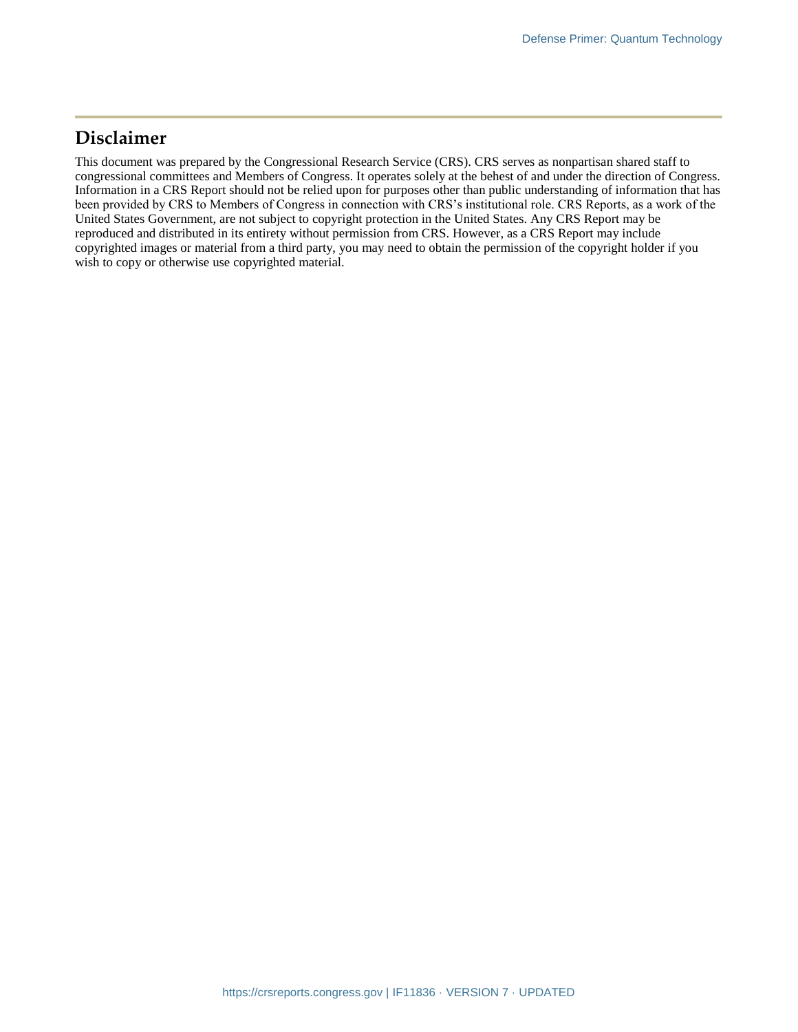## Disclaimer

This document was prepared by the Congressional Research Service (CRS). CRS serves as nonpartisan shared staff to congressional committees and Members of Congress. It operates solely at the behest of and under the direction of Congress. Information in a CRS Report should not be relied upon for purposes other than public understanding of information that has been provided by CRS to Members of Congress in connection with CRS's institutional role. CRS Reports, as a work of the United States Government, are not subject to copyright protection in the United States. Any CRS Report may be reproduced and distributed in its entirety without permission from CRS. However, as a CRS Report may include copyrighted images or material from a third party, you may need to obtain the permission of the copyright holder if you wish to copy or otherwise use copyrighted material.